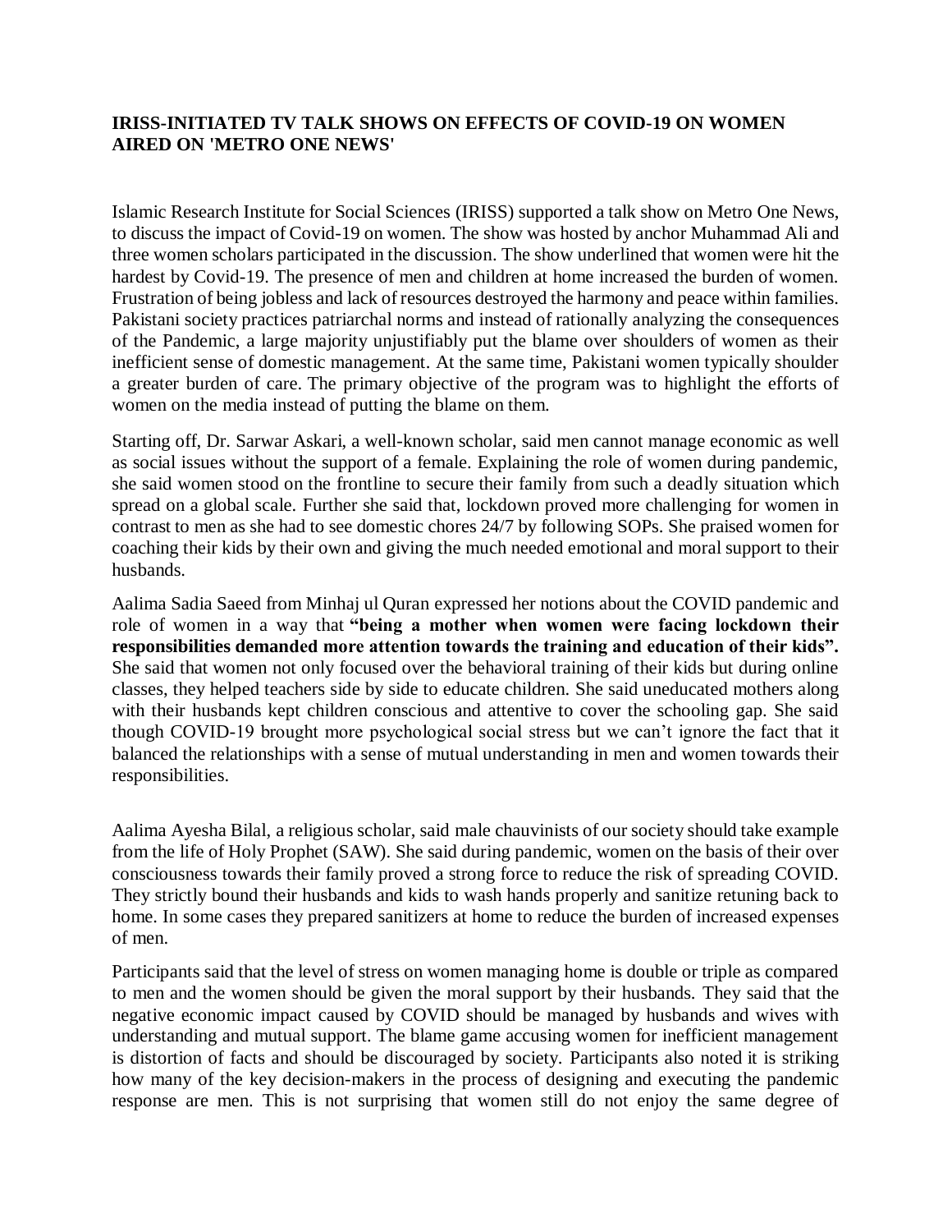**IRISS-INITIATED TV TALK SHOWS ON EFFECTS OF COVID-19 ON WOMEN AIRED ON 'METRO ONE NEWS'**

Islamic Research Institute for Social Sciences (IRISS) supported a talk show on Metro One News, to discuss the impact of Covid-19 on women. The show was hosted by anchor Muhammad Ali and three women scholars participated in the discussion. The show underlined that women were hit the hardest by Covid-19. The presence of men and children at home increased the burden of women. Frustration of being jobless and lack of resources destroyed the harmony and peace within families. Pakistani society practices patriarchal norms and instead of rationally analyzing the consequences of the Pandemic, a large majority unjustifiably put the blame over shoulders of women as their inefficient sense of domestic management. At the same time, Pakistani women typically shoulder a greater burden of care. The primary objective of the program was to highlight the efforts of women on the media instead of putting the blame on them.

Starting off, Dr. Sarwar Askari, a well-known scholar, said men cannot manage economic as well as social issues without the support of a female. Explaining the role of women during pandemic, she said women stood on the frontline to secure their family from such a deadly situation which spread on a global scale. Further she said that, lockdown proved more challenging for women in contrast to men as she had to see domestic chores 24/7 by following SOPs. She praised women for coaching their kids by their own and giving the much needed emotional and moral support to their husbands.

Aalima Sadia Saeed from Minhaj ul Quran expressed her notions about the COVID pandemic and role of women in a way that **"being a mother when women were facing lockdown their responsibilities demanded more attention towards the training and education of their kids".** She said that women not only focused over the behavioral training of their kids but during online classes, they helped teachers side by side to educate children. She said uneducated mothers along with their husbands kept children conscious and attentive to cover the schooling gap. She said though COVID-19 brought more psychological social stress but we can't ignore the fact that it balanced the relationships with a sense of mutual understanding in men and women towards their responsibilities.

Aalima Ayesha Bilal, a religious scholar, said male chauvinists of our society should take example from the life of Holy Prophet (SAW). She said during pandemic, women on the basis of their over consciousness towards their family proved a strong force to reduce the risk of spreading COVID. They strictly bound their husbands and kids to wash hands properly and sanitize retuning back to home. In some cases they prepared sanitizers at home to reduce the burden of increased expenses of men.

Participants said that the level of stress on women managing home is double or triple as compared to men and the women should be given the moral support by their husbands. They said that the negative economic impact caused by COVID should be managed by husbands and wives with understanding and mutual support. The blame game accusing women for inefficient management is distortion of facts and should be discouraged by society. Participants also noted it is striking how many of the key decision-makers in the process of designing and executing the pandemic response are men. This is not surprising that women still do not enjoy the same degree of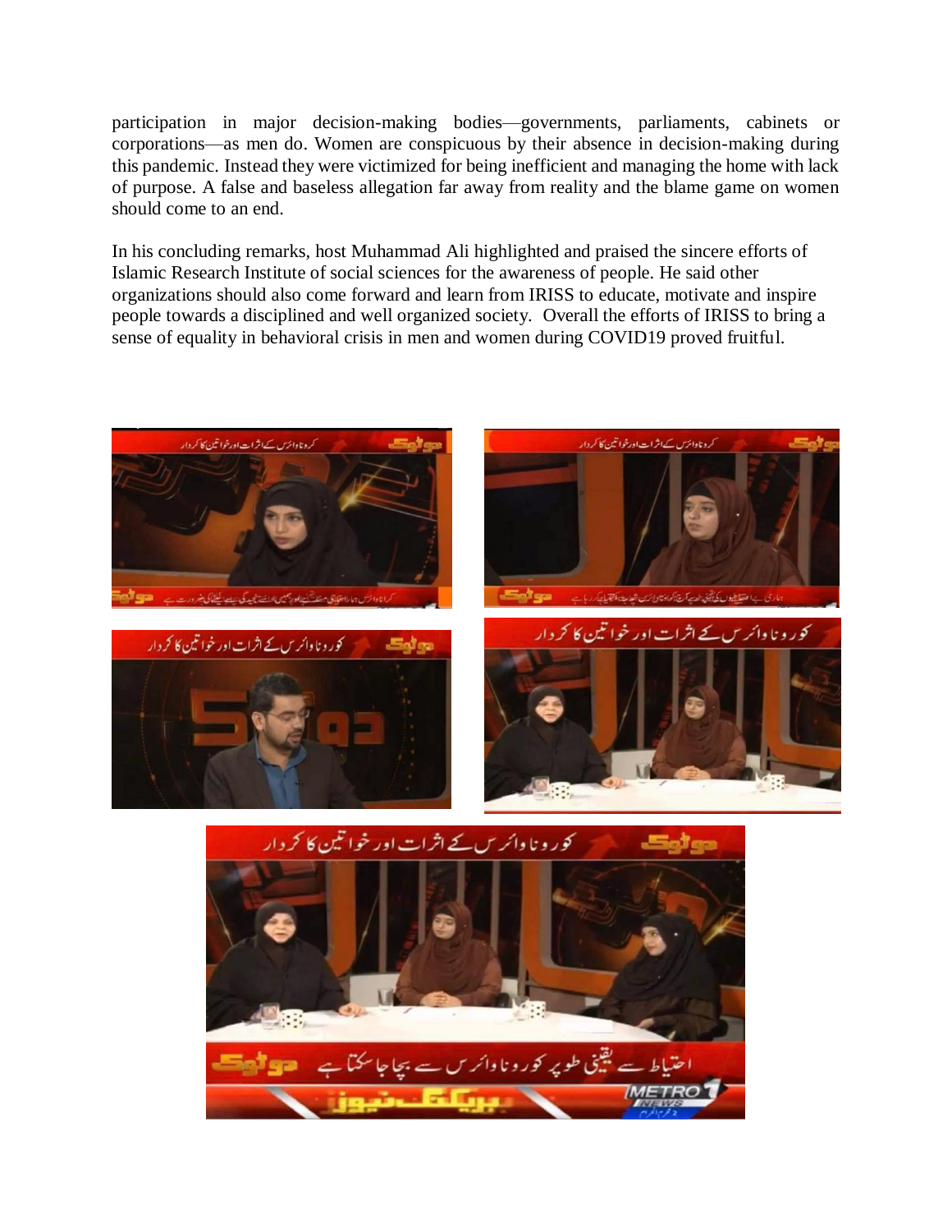participation in major decision-making bodies—governments, parliaments, cabinets or corporations—as men do. Women are conspicuous by their absence in decision-making during this pandemic. Instead they were victimized for being inefficient and managing the home with lack of purpose. A false and baseless allegation far away from reality and the blame game on women should come to an end.

In his concluding remarks, host Muhammad Ali highlighted and praised the sincere efforts of Islamic Research Institute of social sciences for the awareness of people. He said other organizations should also come forward and learn from IRISS to educate, motivate and inspire people towards a disciplined and well organized society. Overall the efforts of IRISS to bring a sense of equality in behavioral crisis in men and women during COVID19 proved fruitful.